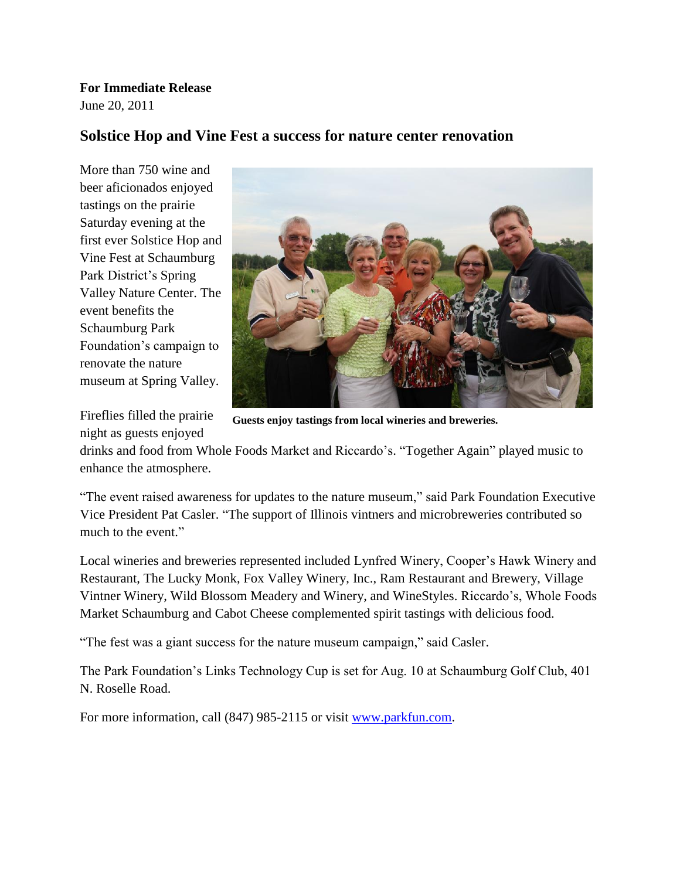**For Immediate Release**
June 20, 2011

## Solstice Hop and Vine Fest a success for nature center renovation

More than 750 wine and beer aficionados enjoyed tastings on the prairie Saturday evening at the first ever Solstice Hop and Vine Fest at Schaumburg Park District's Spring Valley Nature Center. The event benefits the Schaumburg Park Foundation's campaign to renovate the nature museum at Spring Valley.

**Guests enjoy tastings from local wineries and breweries.**

Fireflies filled the prairie night as guests enjoyed drinks and food from Whole Foods Market and Riccardo's. "Together Again" played music to enhance the atmosphere.

"The event raised awareness for updates to the nature museum," said Park Foundation Executive Vice President Pat Casler. "The support of Illinois vintners and microbreweries contributed so much to the event."

Local wineries and breweries represented included Lynfred Winery, Cooper's Hawk Winery and Restaurant, The Lucky Monk, Fox Valley Winery, Inc., Ram Restaurant and Brewery, Village Vintner Winery, Wild Blossom Meadery and Winery, and WineStyles. Riccardo's, Whole Foods Market Schaumburg and Cabot Cheese complemented spirit tastings with delicious food.

"The fest was a giant success for the nature museum campaign," said Casler.

The Park Foundation's Links Technology Cup is set for Aug. 10 at Schaumburg Golf Club, 401 N. Roselle Road.

For more information, call (847) 985-2115 or visit [www.parkfun.com](http://www.parkfun.com).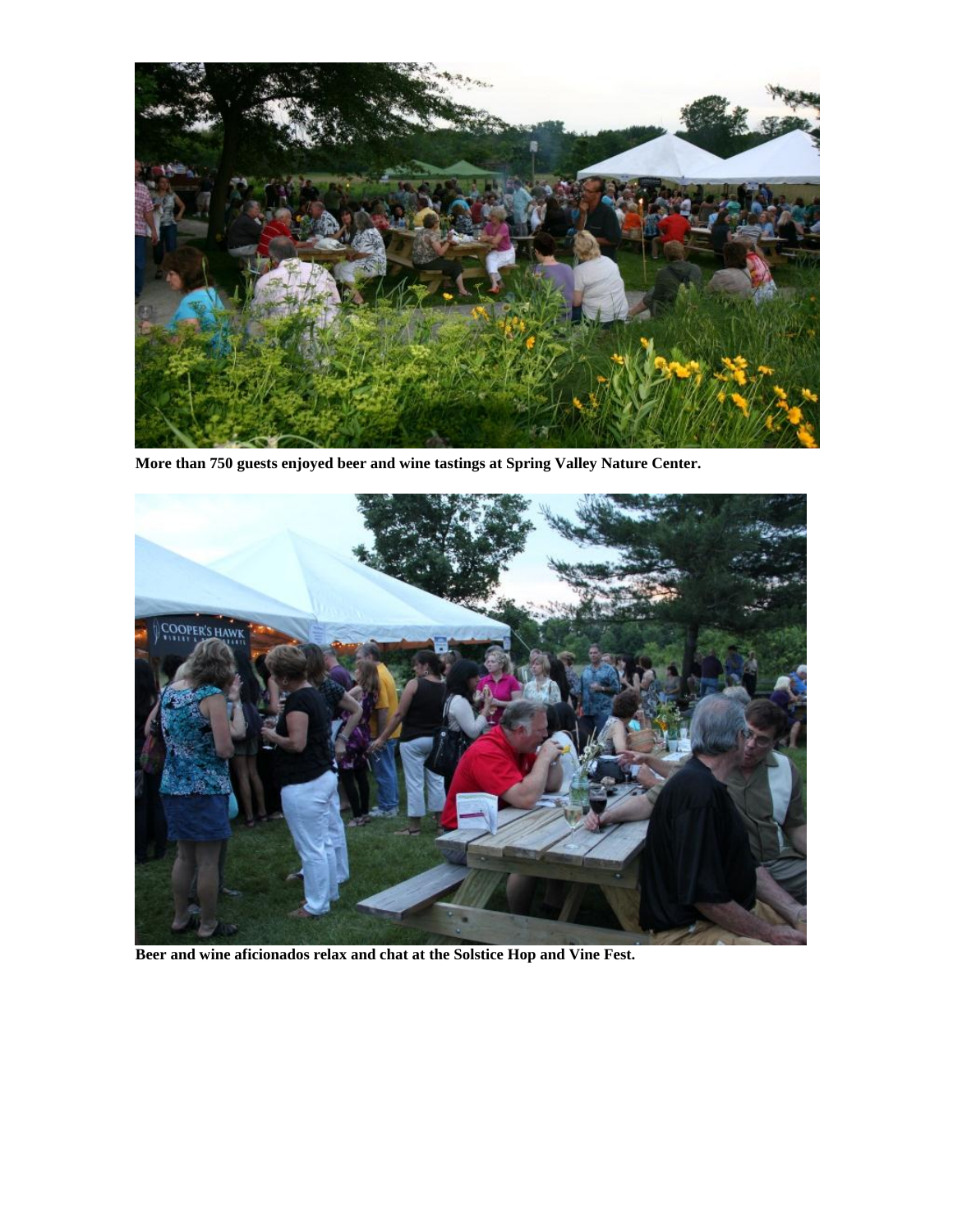**More than 750 guests enjoyed beer and wine tastings at Spring Valley Nature Center.**

**Beer and wine aficionados relax and chat at the Solstice Hop and Vine Fest.**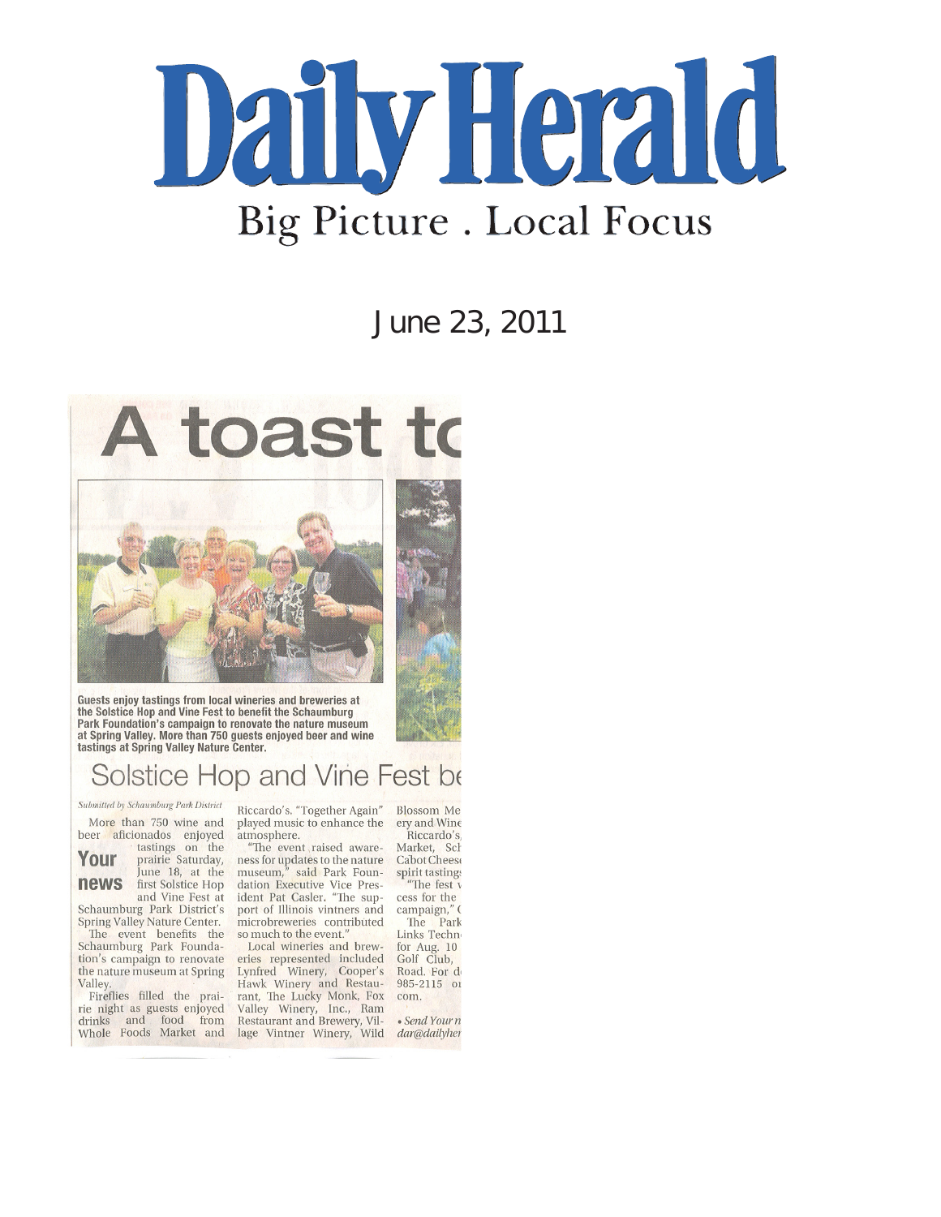# Daily Herald

Big Picture . Local Focus

June 23, 2011

# A toast tc

Guests enjoy tastings from local wineries and breweries at the Solstice Hop and Vine Fest to benefit the Schaumburg Park Foundation's campaign to renovate the nature museum at Spring Valley. More than 750 guests enjoyed beer and wine tastings at Spring Valley Nature Center.

## Solstice Hop and Vine Fest be

*Submitted by Schaumburg Park District*

**Your news**

More than 750 wine and beer aficionados enjoyed tastings on the prairie Saturday, June 18, at the first Solstice Hop and Vine Fest at Schaumburg Park District's Spring Valley Nature Center.

The event benefits the Schaumburg Park Foundation's campaign to renovate the nature museum at Spring Valley.

Fireflies filled the prairie night as guests enjoyed drinks and food from Whole Foods Market and Riccardo's. "Together Again" played music to enhance the atmosphere.

"The event raised awareness for updates to the nature museum," said Park Foundation Executive Vice President Pat Casler. "The support of Illinois vintners and microbreweries contributed so much to the event."

Local wineries and breweries represented included Lynfred Winery, Cooper's Hawk Winery and Restaurant, The Lucky Monk, Fox Valley Winery, Inc., Ram Restaurant and Brewery, Village Vintner Winery, Wild Blossom Me ery and Wine

Riccardo's, Market, Sch Cabot Chees spirit tasting

"The fest v cess for the campaign," C

The Park Links Techn for Aug. 10 Golf Club, Road. For d 985-2115 or com.

• *Send Your n dar@dailyher*